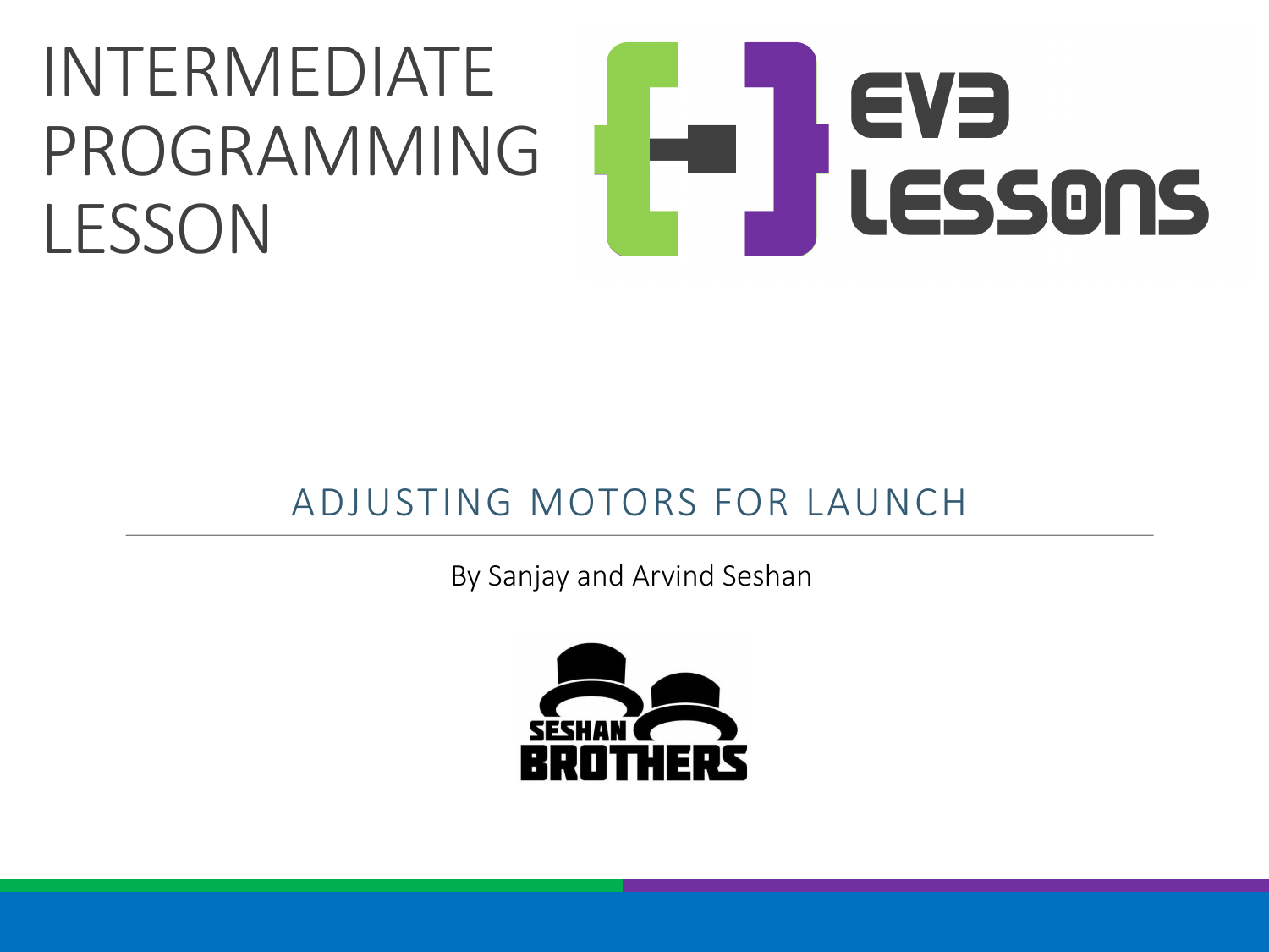# INTERMEDIATE PROGRAMMING LESSON

EV3 LESSONS

## ADJUSTING MOTORS FOR LAUNCH

By Sanjay and Arvind Seshan

SESHAN BROTHERS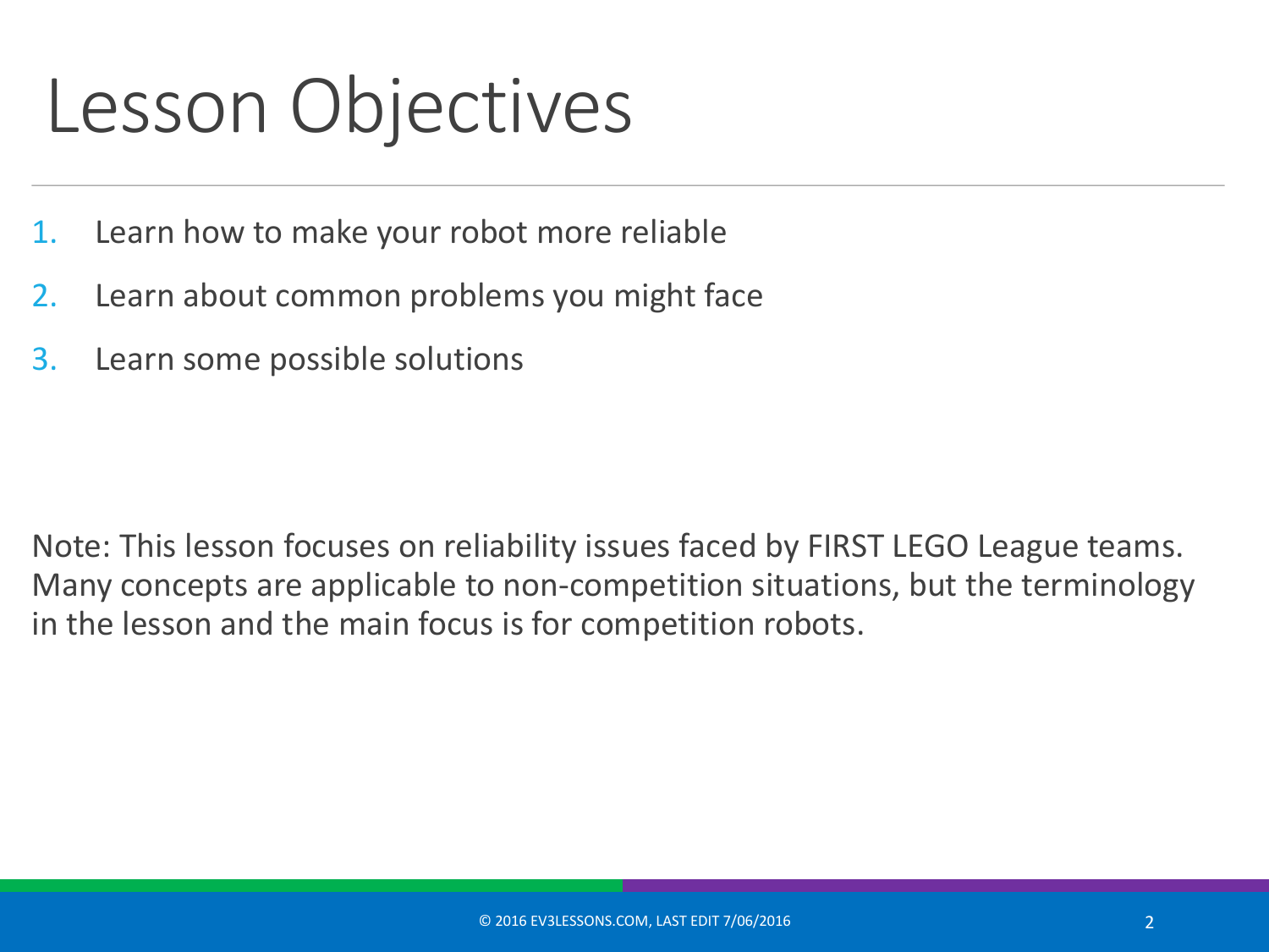# Lesson Objectives

1. Learn how to make your robot more reliable
2. Learn about common problems you might face
3. Learn some possible solutions

Note: This lesson focuses on reliability issues faced by FIRST LEGO League teams. Many concepts are applicable to non-competition situations, but the terminology in the lesson and the main focus is for competition robots.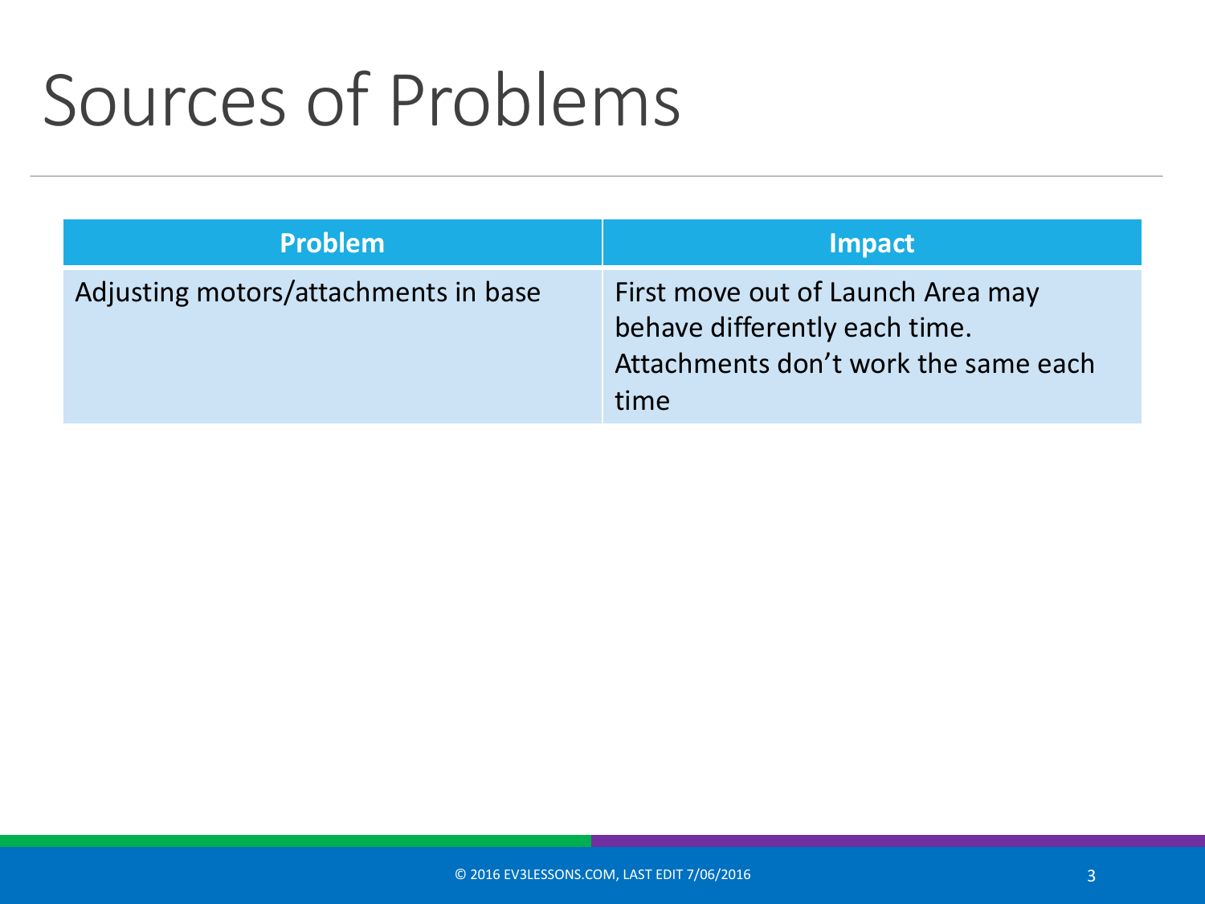# Sources of Problems

| Problem | Impact |
| --- | --- |
| Adjusting motors/attachments in base | First move out of Launch Area may behave differently each time.<br>Attachments don't work the same each time |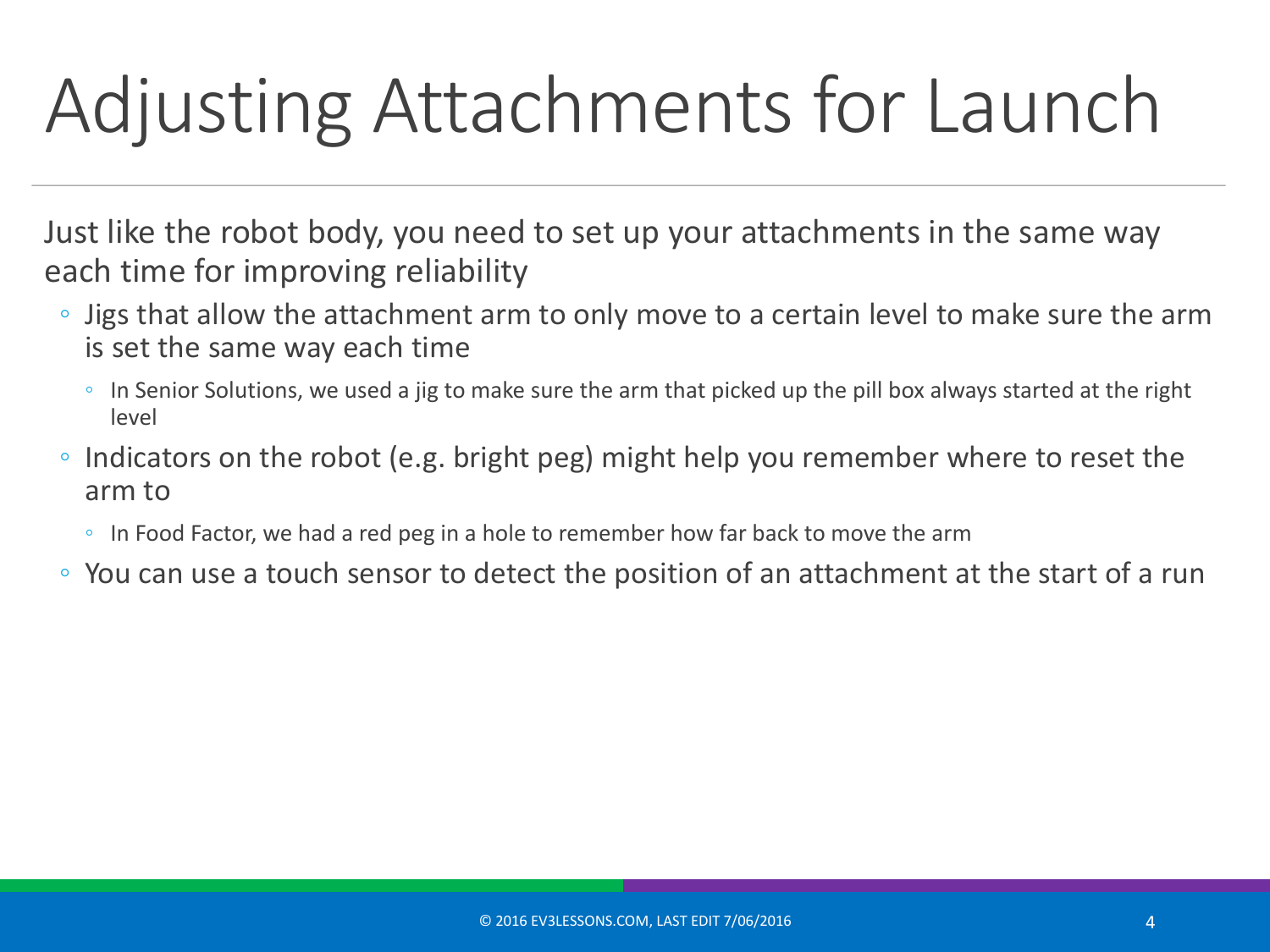# Adjusting Attachments for Launch

Just like the robot body, you need to set up your attachments in the same way each time for improving reliability

- Jigs that allow the attachment arm to only move to a certain level to make sure the arm is set the same way each time
  - In Senior Solutions, we used a jig to make sure the arm that picked up the pill box always started at the right level
- Indicators on the robot (e.g. bright peg) might help you remember where to reset the arm to
  - In Food Factor, we had a red peg in a hole to remember how far back to move the arm
- You can use a touch sensor to detect the position of an attachment at the start of a run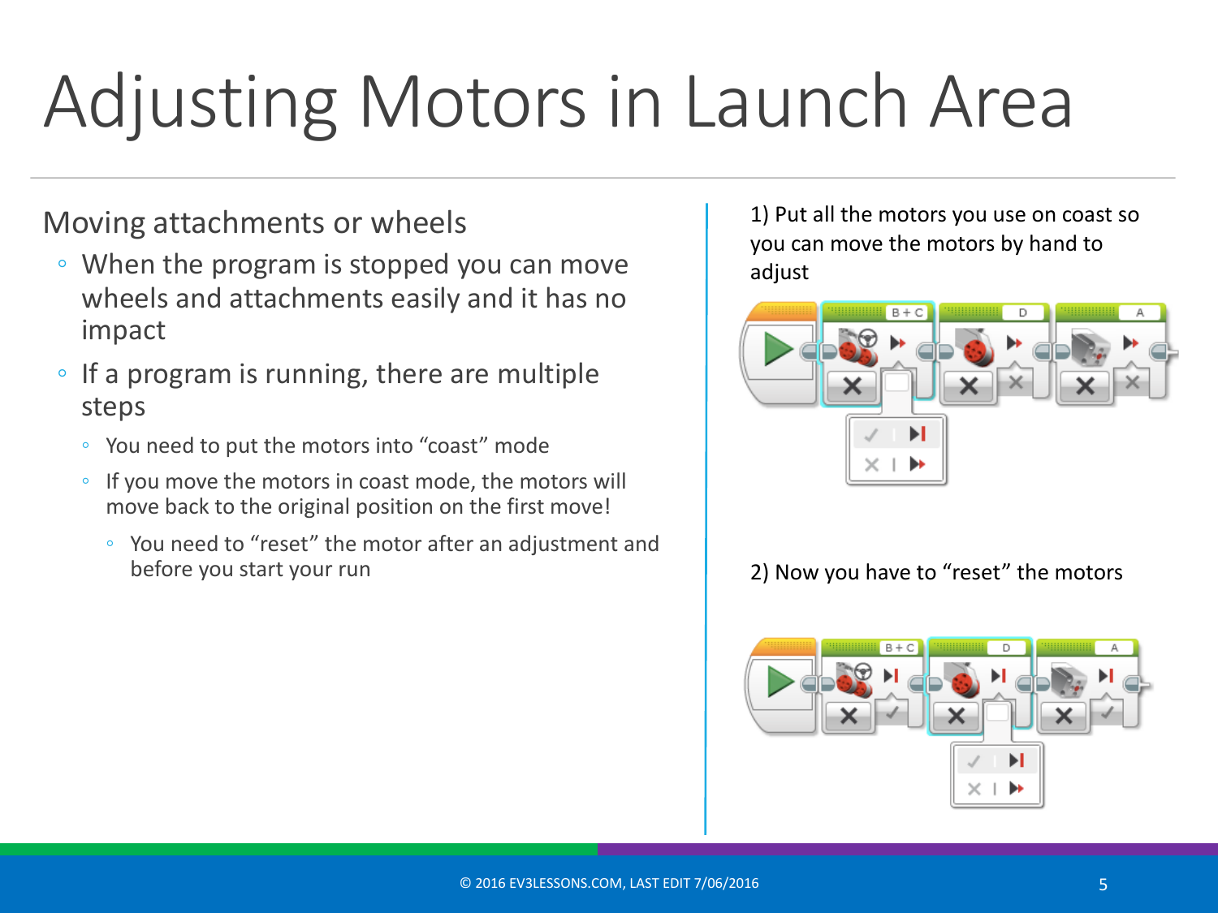# Adjusting Motors in Launch Area

Moving attachments or wheels

- When the program is stopped you can move wheels and attachments easily and it has no impact
- If a program is running, there are multiple steps
  - You need to put the motors into “coast” mode
  - If you move the motors in coast mode, the motors will move back to the original position on the first move!
    - You need to “reset” the motor after an adjustment and before you start your run

1) Put all the motors you use on coast so you can move the motors by hand to adjust

2) Now you have to “reset” the motors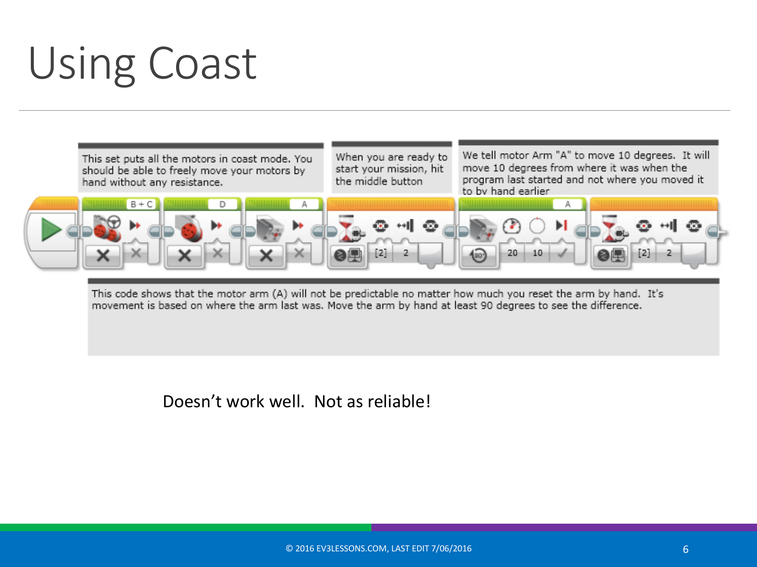# Using Coast

This set puts all the motors in coast mode. You should be able to freely move your motors by hand without any resistance.

When you are ready to start your mission, hit the middle button

We tell motor Arm "A" to move 10 degrees. It will move 10 degrees from where it was when the program last started and not where you moved it to by hand earlier

B + C

D

A

[2] 2

A

20 10

[2] 2

This code shows that the motor arm (A) will not be predictable no matter how much you reset the arm by hand. It's movement is based on where the arm last was. Move the arm by hand at least 90 degrees to see the difference.

Doesn't work well. Not as reliable!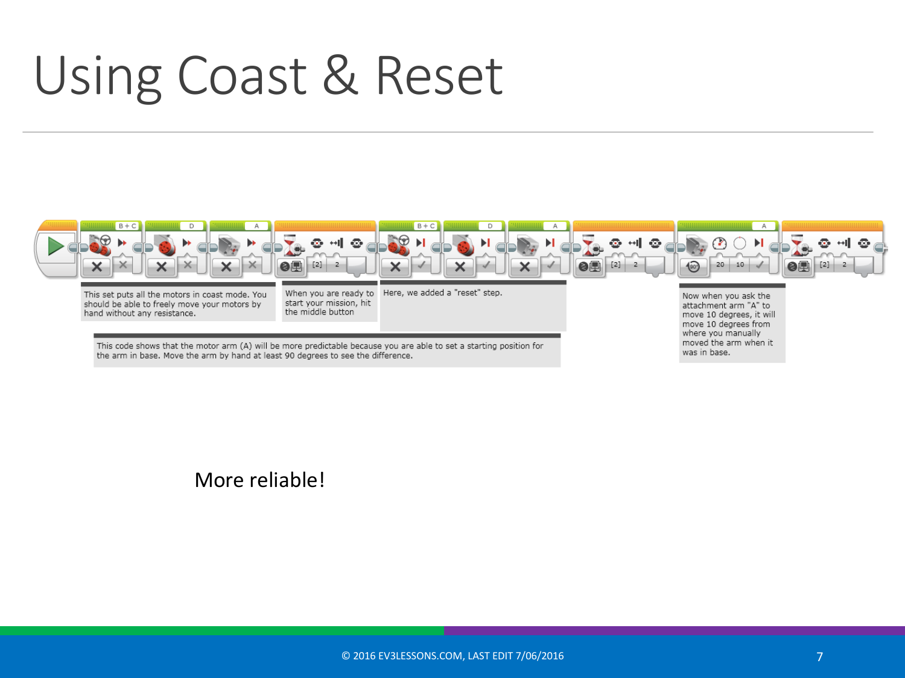# Using Coast & Reset

This set puts all the motors in coast mode. You should be able to freely move your motors by hand without any resistance.

When you are ready to start your mission, hit the middle button

Here, we added a "reset" step.

Now when you ask the attachment arm "A" to move 10 degrees, it will move 10 degrees from where you manually moved the arm when it was in base.

This code shows that the motor arm (A) will be more predictable because you are able to set a starting position for the arm in base. Move the arm by hand at least 90 degrees to see the difference.

More reliable!

© 2016 EV3LESSONS.COM, LAST EDIT 7/06/2016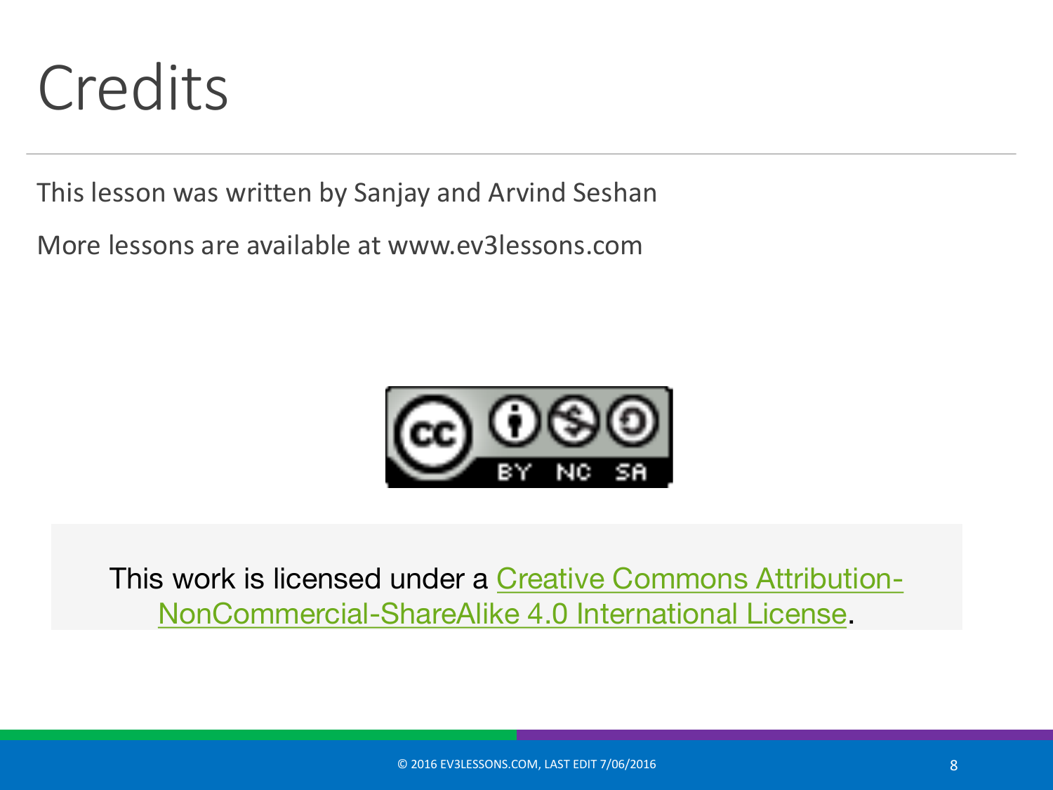# Credits

This lesson was written by Sanjay and Arvind Seshan

More lessons are available at www.ev3lessons.com

This work is licensed under a Creative Commons Attribution-NonCommercial-ShareAlike 4.0 International License.

© 2016 EV3LESSONS.COM, LAST EDIT 7/06/2016